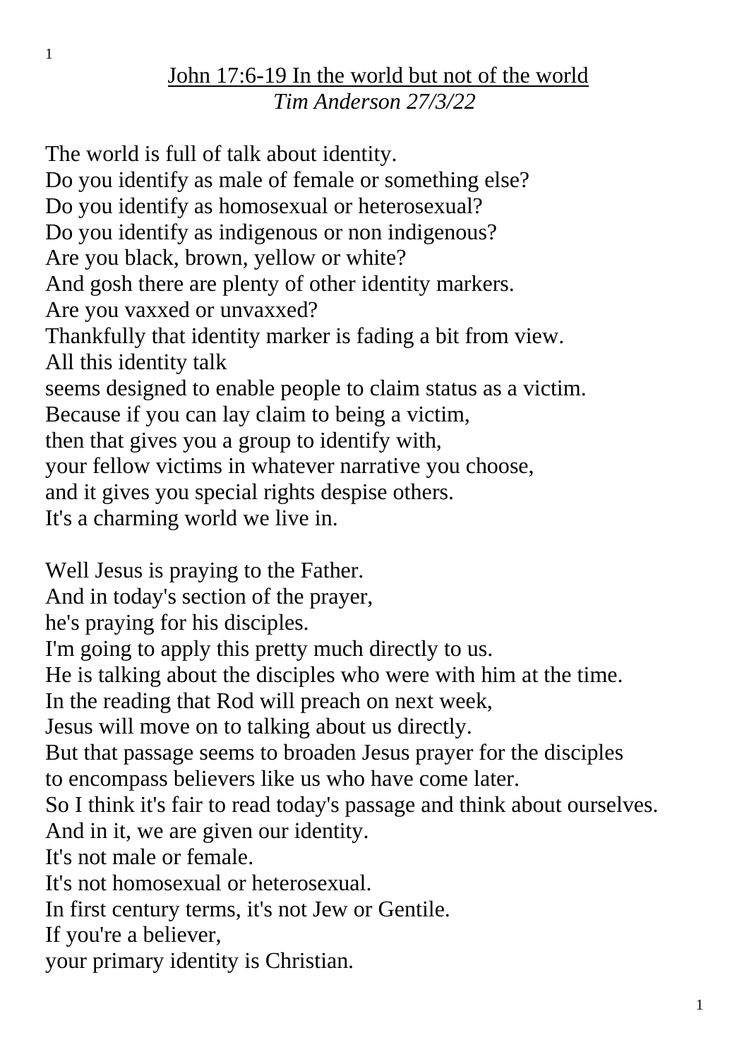<u>John 17:6-19 In the world but not of the world</u>

*Tim Anderson 27/3/22*

The world is full of talk about identity.
Do you identify as male of female or something else?
Do you identify as homosexual or heterosexual?
Do you identify as indigenous or non indigenous?
Are you black, brown, yellow or white?
And gosh there are plenty of other identity markers.
Are you vaxxed or unvaxxed?
Thankfully that identity marker is fading a bit from view.
All this identity talk
seems designed to enable people to claim status as a victim.
Because if you can lay claim to being a victim,
then that gives you a group to identify with,
your fellow victims in whatever narrative you choose,
and it gives you special rights despise others.
It's a charming world we live in.

Well Jesus is praying to the Father.
And in today's section of the prayer,
he's praying for his disciples.
I'm going to apply this pretty much directly to us.
He is talking about the disciples who were with him at the time.
In the reading that Rod will preach on next week,
Jesus will move on to talking about us directly.
But that passage seems to broaden Jesus prayer for the disciples
to encompass believers like us who have come later.
So I think it's fair to read today's passage and think about ourselves.
And in it, we are given our identity.
It's not male or female.
It's not homosexual or heterosexual.
In first century terms, it's not Jew or Gentile.
If you're a believer,
your primary identity is Christian.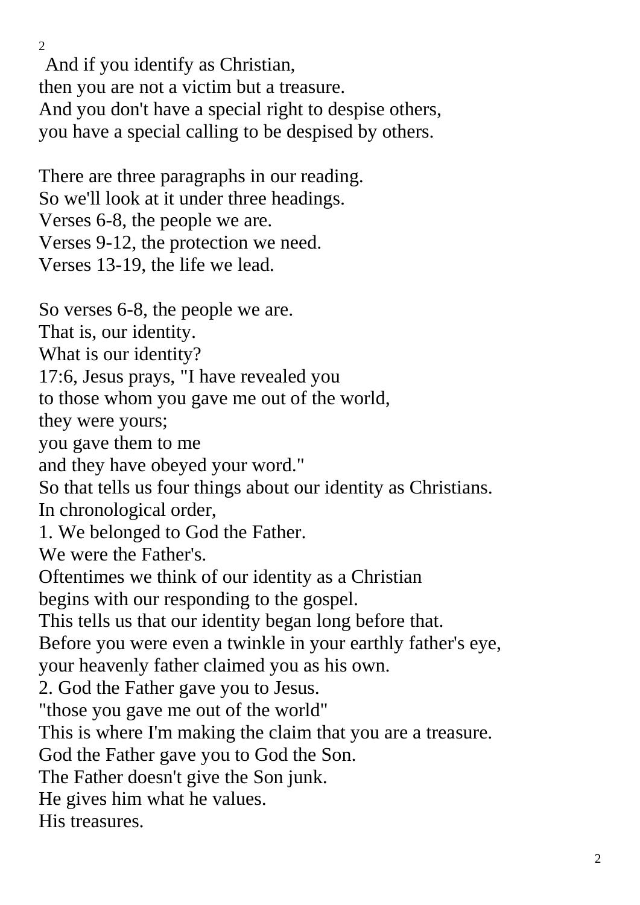And if you identify as Christian,
then you are not a victim but a treasure.
And you don't have a special right to despise others,
you have a special calling to be despised by others.

There are three paragraphs in our reading.
So we'll look at it under three headings.
Verses 6-8, the people we are.
Verses 9-12, the protection we need.
Verses 13-19, the life we lead.

So verses 6-8, the people we are.
That is, our identity.
What is our identity?
17:6, Jesus prays, "I have revealed you
to those whom you gave me out of the world,
they were yours;
you gave them to me
and they have obeyed your word."
So that tells us four things about our identity as Christians.
In chronological order,
1. We belonged to God the Father.
We were the Father's.
Oftentimes we think of our identity as a Christian
begins with our responding to the gospel.
This tells us that our identity began long before that.
Before you were even a twinkle in your earthly father's eye,
your heavenly father claimed you as his own.
2. God the Father gave you to Jesus.
"those you gave me out of the world"
This is where I'm making the claim that you are a treasure.
God the Father gave you to God the Son.
The Father doesn't give the Son junk.
He gives him what he values.
His treasures.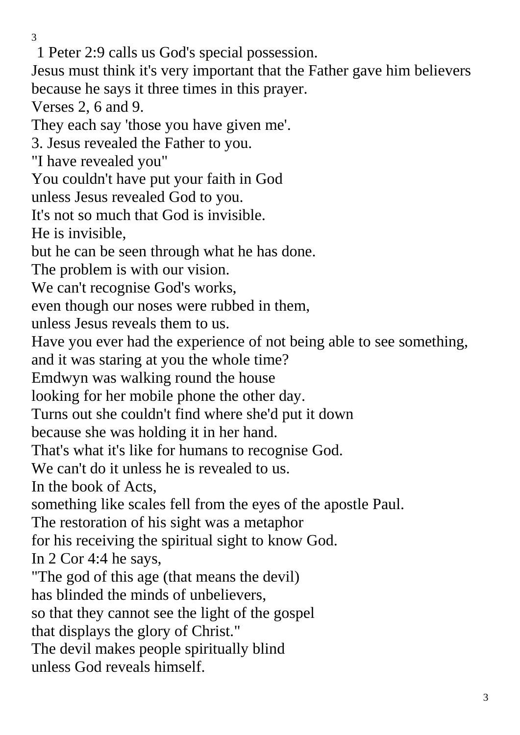1 Peter 2:9 calls us God's special possession.
Jesus must think it's very important that the Father gave him believers because he says it three times in this prayer.
Verses 2, 6 and 9.
They each say 'those you have given me'.
3. Jesus revealed the Father to you.
"I have revealed you"
You couldn't have put your faith in God
unless Jesus revealed God to you.
It's not so much that God is invisible.
He is invisible,
but he can be seen through what he has done.
The problem is with our vision.
We can't recognise God's works,
even though our noses were rubbed in them,
unless Jesus reveals them to us.
Have you ever had the experience of not being able to see something,
and it was staring at you the whole time?
Emdwyn was walking round the house
looking for her mobile phone the other day.
Turns out she couldn't find where she'd put it down
because she was holding it in her hand.
That's what it's like for humans to recognise God.
We can't do it unless he is revealed to us.
In the book of Acts,
something like scales fell from the eyes of the apostle Paul.
The restoration of his sight was a metaphor
for his receiving the spiritual sight to know God.
In 2 Cor 4:4 he says,
"The god of this age (that means the devil)
has blinded the minds of unbelievers,
so that they cannot see the light of the gospel
that displays the glory of Christ."
The devil makes people spiritually blind
unless God reveals himself.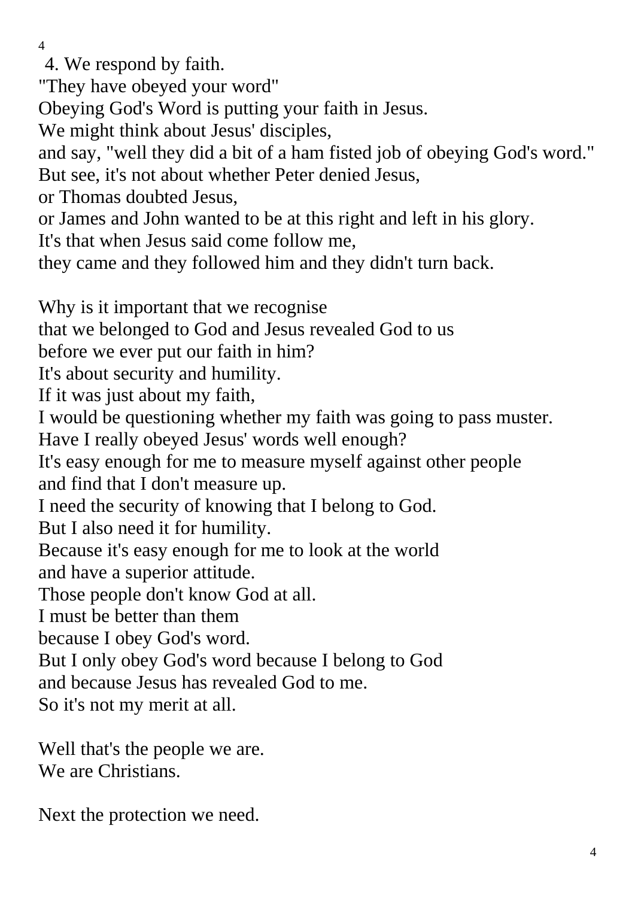4. We respond by faith.
"They have obeyed your word"
Obeying God's Word is putting your faith in Jesus.
We might think about Jesus' disciples,
and say, "well they did a bit of a ham fisted job of obeying God's word."
But see, it's not about whether Peter denied Jesus,
or Thomas doubted Jesus,
or James and John wanted to be at this right and left in his glory.
It's that when Jesus said come follow me,
they came and they followed him and they didn't turn back.

Why is it important that we recognise
that we belonged to God and Jesus revealed God to us
before we ever put our faith in him?
It's about security and humility.
If it was just about my faith,
I would be questioning whether my faith was going to pass muster.
Have I really obeyed Jesus' words well enough?
It's easy enough for me to measure myself against other people
and find that I don't measure up.
I need the security of knowing that I belong to God.
But I also need it for humility.
Because it's easy enough for me to look at the world
and have a superior attitude.
Those people don't know God at all.
I must be better than them
because I obey God's word.
But I only obey God's word because I belong to God
and because Jesus has revealed God to me.
So it's not my merit at all.

Well that's the people we are.
We are Christians.

Next the protection we need.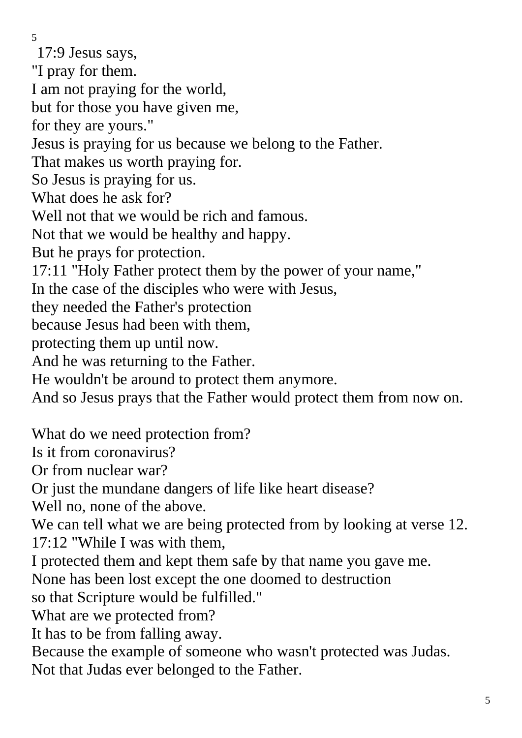17:9 Jesus says,
"I pray for them.
I am not praying for the world,
but for those you have given me,
for they are yours."
Jesus is praying for us because we belong to the Father.
That makes us worth praying for.
So Jesus is praying for us.
What does he ask for?
Well not that we would be rich and famous.
Not that we would be healthy and happy.
But he prays for protection.
17:11 "Holy Father protect them by the power of your name,"
In the case of the disciples who were with Jesus,
they needed the Father's protection
because Jesus had been with them,
protecting them up until now.
And he was returning to the Father.
He wouldn't be around to protect them anymore.
And so Jesus prays that the Father would protect them from now on.

What do we need protection from?
Is it from coronavirus?
Or from nuclear war?
Or just the mundane dangers of life like heart disease?
Well no, none of the above.
We can tell what we are being protected from by looking at verse 12.
17:12 "While I was with them,
I protected them and kept them safe by that name you gave me.
None has been lost except the one doomed to destruction
so that Scripture would be fulfilled."
What are we protected from?
It has to be from falling away.
Because the example of someone who wasn't protected was Judas.
Not that Judas ever belonged to the Father.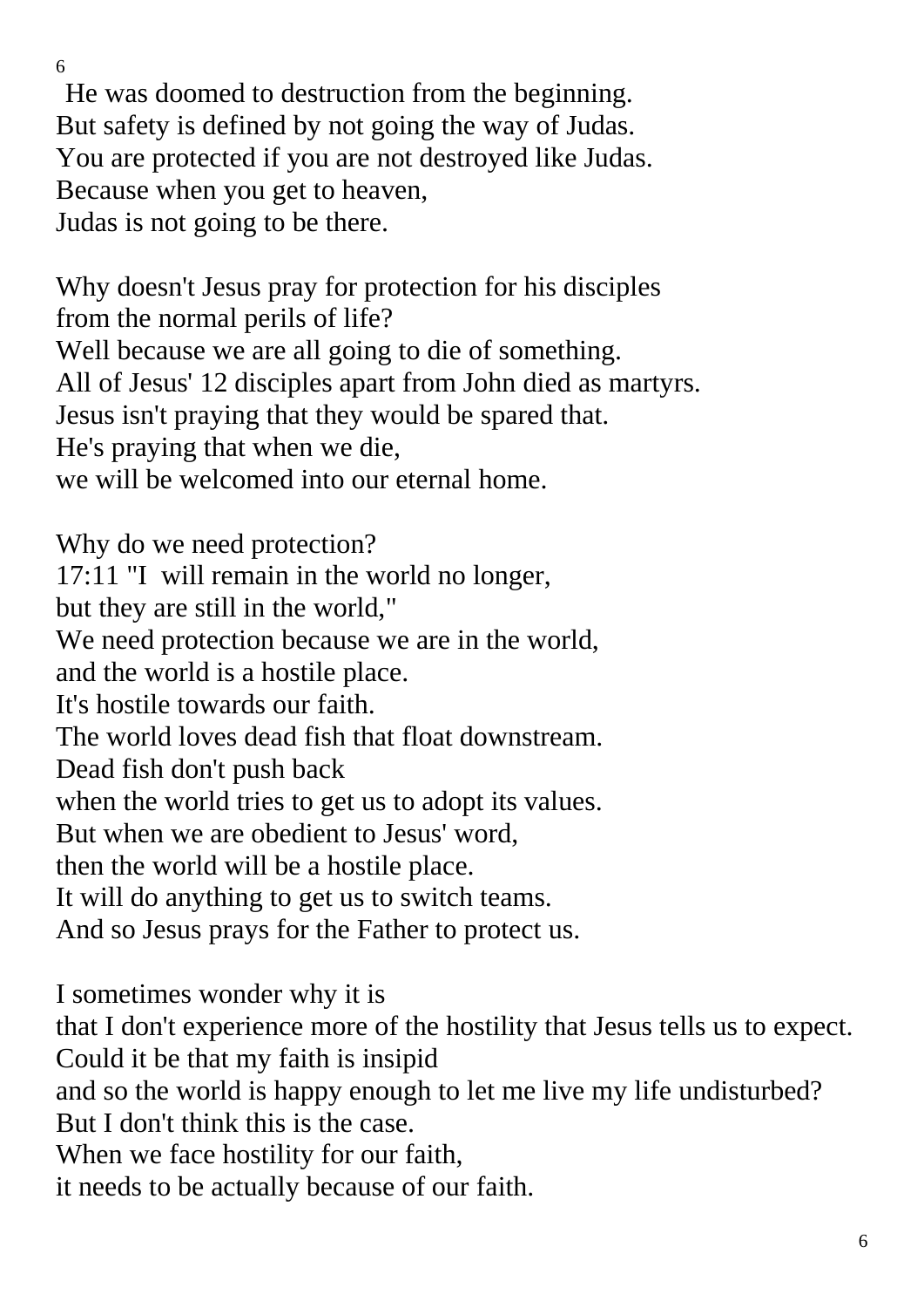He was doomed to destruction from the beginning.
But safety is defined by not going the way of Judas.
You are protected if you are not destroyed like Judas.
Because when you get to heaven,
Judas is not going to be there.

Why doesn't Jesus pray for protection for his disciples
from the normal perils of life?
Well because we are all going to die of something.
All of Jesus' 12 disciples apart from John died as martyrs.
Jesus isn't praying that they would be spared that.
He's praying that when we die,
we will be welcomed into our eternal home.

Why do we need protection?
17:11 "I will remain in the world no longer,
but they are still in the world,"
We need protection because we are in the world,
and the world is a hostile place.
It's hostile towards our faith.
The world loves dead fish that float downstream.
Dead fish don't push back
when the world tries to get us to adopt its values.
But when we are obedient to Jesus' word,
then the world will be a hostile place.
It will do anything to get us to switch teams.
And so Jesus prays for the Father to protect us.

I sometimes wonder why it is
that I don't experience more of the hostility that Jesus tells us to expect.
Could it be that my faith is insipid
and so the world is happy enough to let me live my life undisturbed?
But I don't think this is the case.
When we face hostility for our faith,
it needs to be actually because of our faith.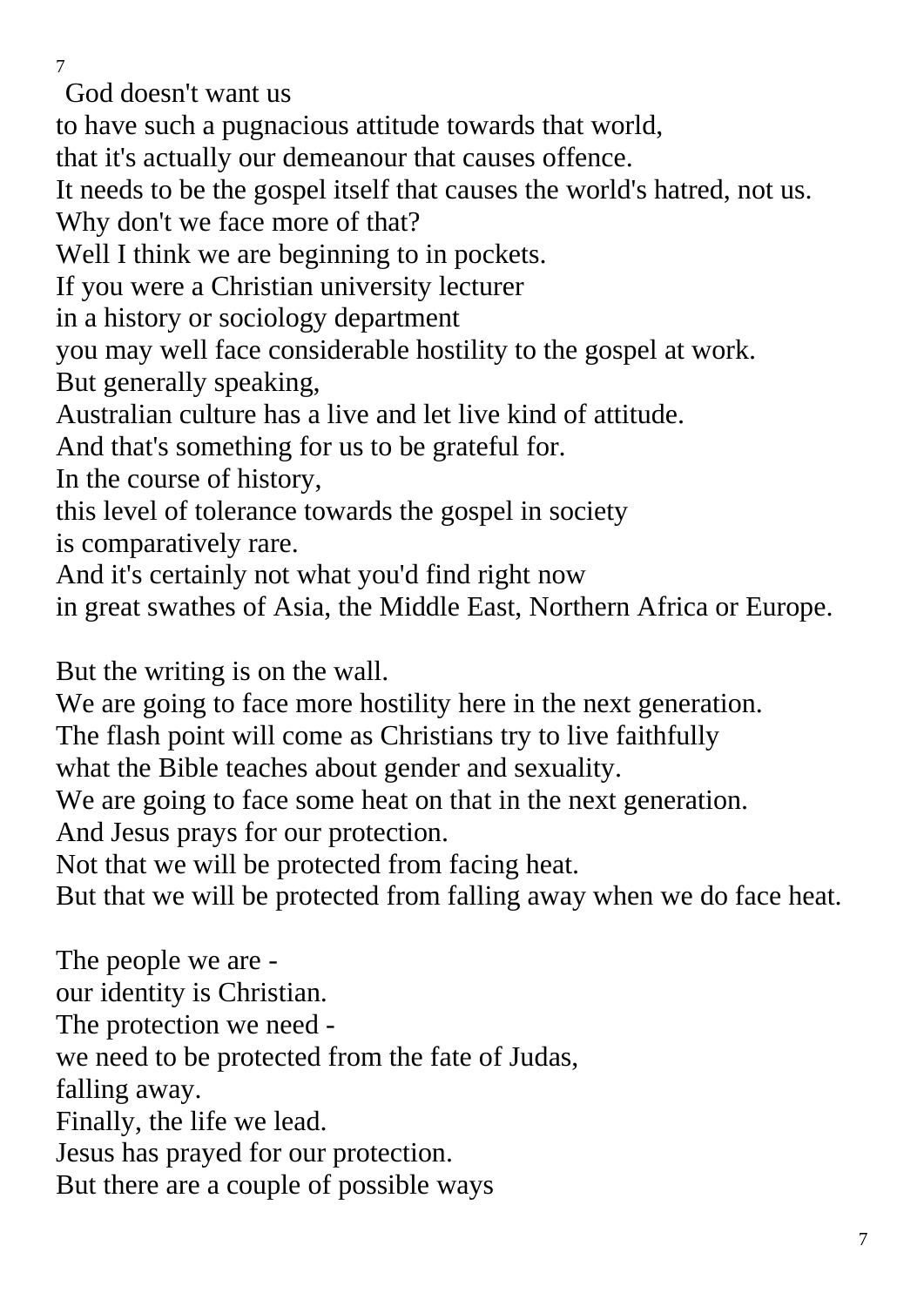God doesn't want us
to have such a pugnacious attitude towards that world,
that it's actually our demeanour that causes offence.
It needs to be the gospel itself that causes the world's hatred, not us.
Why don't we face more of that?
Well I think we are beginning to in pockets.
If you were a Christian university lecturer
in a history or sociology department
you may well face considerable hostility to the gospel at work.
But generally speaking,
Australian culture has a live and let live kind of attitude.
And that's something for us to be grateful for.
In the course of history,
this level of tolerance towards the gospel in society
is comparatively rare.
And it's certainly not what you'd find right now
in great swathes of Asia, the Middle East, Northern Africa or Europe.

But the writing is on the wall.
We are going to face more hostility here in the next generation.
The flash point will come as Christians try to live faithfully
what the Bible teaches about gender and sexuality.
We are going to face some heat on that in the next generation.
And Jesus prays for our protection.
Not that we will be protected from facing heat.
But that we will be protected from falling away when we do face heat.

The people we are -
our identity is Christian.
The protection we need -
we need to be protected from the fate of Judas,
falling away.
Finally, the life we lead.
Jesus has prayed for our protection.
But there are a couple of possible ways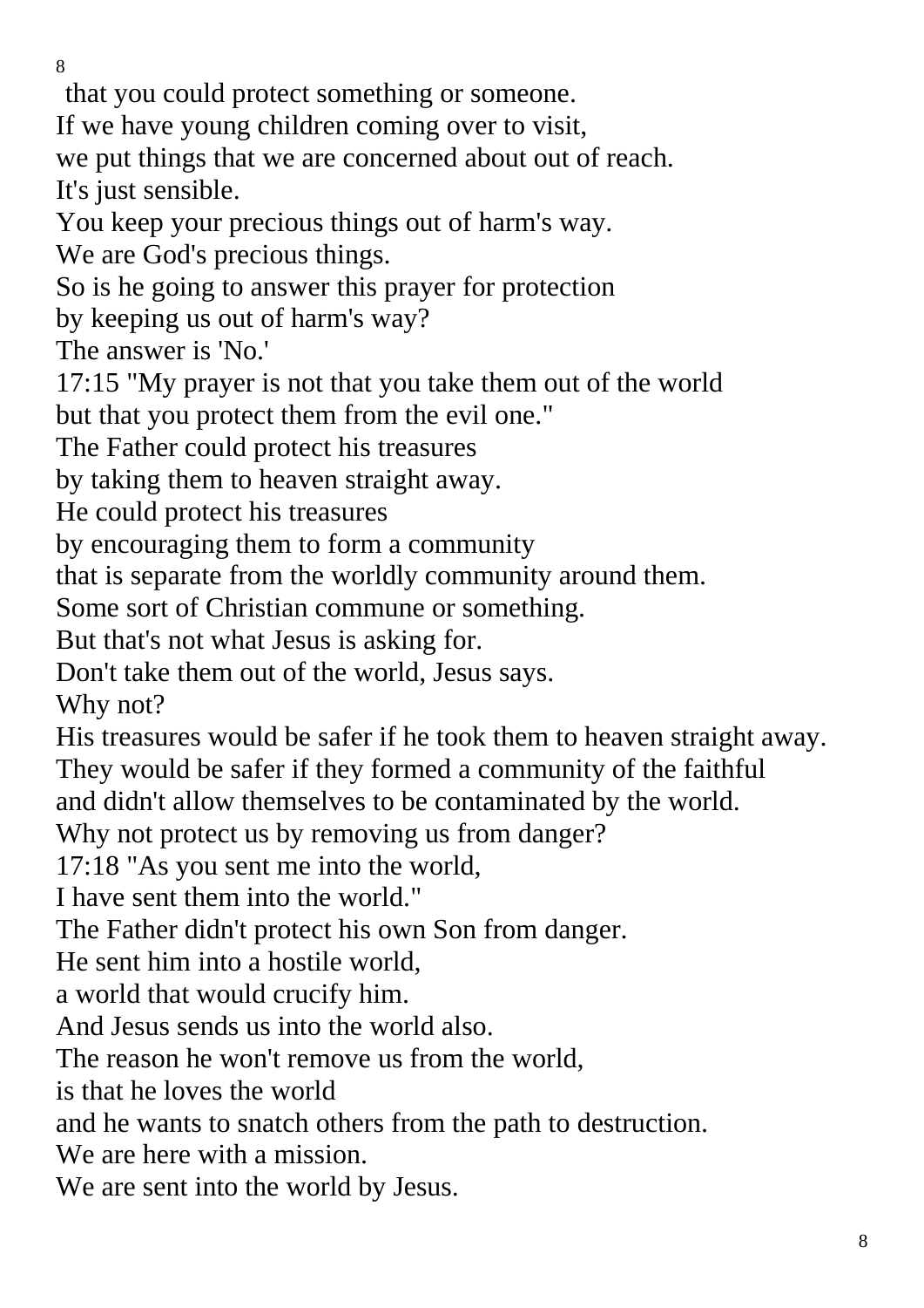that you could protect something or someone.
If we have young children coming over to visit,
we put things that we are concerned about out of reach.
It's just sensible.
You keep your precious things out of harm's way.
We are God's precious things.
So is he going to answer this prayer for protection
by keeping us out of harm's way?
The answer is 'No.'
17:15 "My prayer is not that you take them out of the world
but that you protect them from the evil one."
The Father could protect his treasures
by taking them to heaven straight away.
He could protect his treasures
by encouraging them to form a community
that is separate from the worldly community around them.
Some sort of Christian commune or something.
But that's not what Jesus is asking for.
Don't take them out of the world, Jesus says.
Why not?
His treasures would be safer if he took them to heaven straight away.
They would be safer if they formed a community of the faithful
and didn't allow themselves to be contaminated by the world.
Why not protect us by removing us from danger?
17:18 "As you sent me into the world,
I have sent them into the world."
The Father didn't protect his own Son from danger.
He sent him into a hostile world,
a world that would crucify him.
And Jesus sends us into the world also.
The reason he won't remove us from the world,
is that he loves the world
and he wants to snatch others from the path to destruction.
We are here with a mission.
We are sent into the world by Jesus.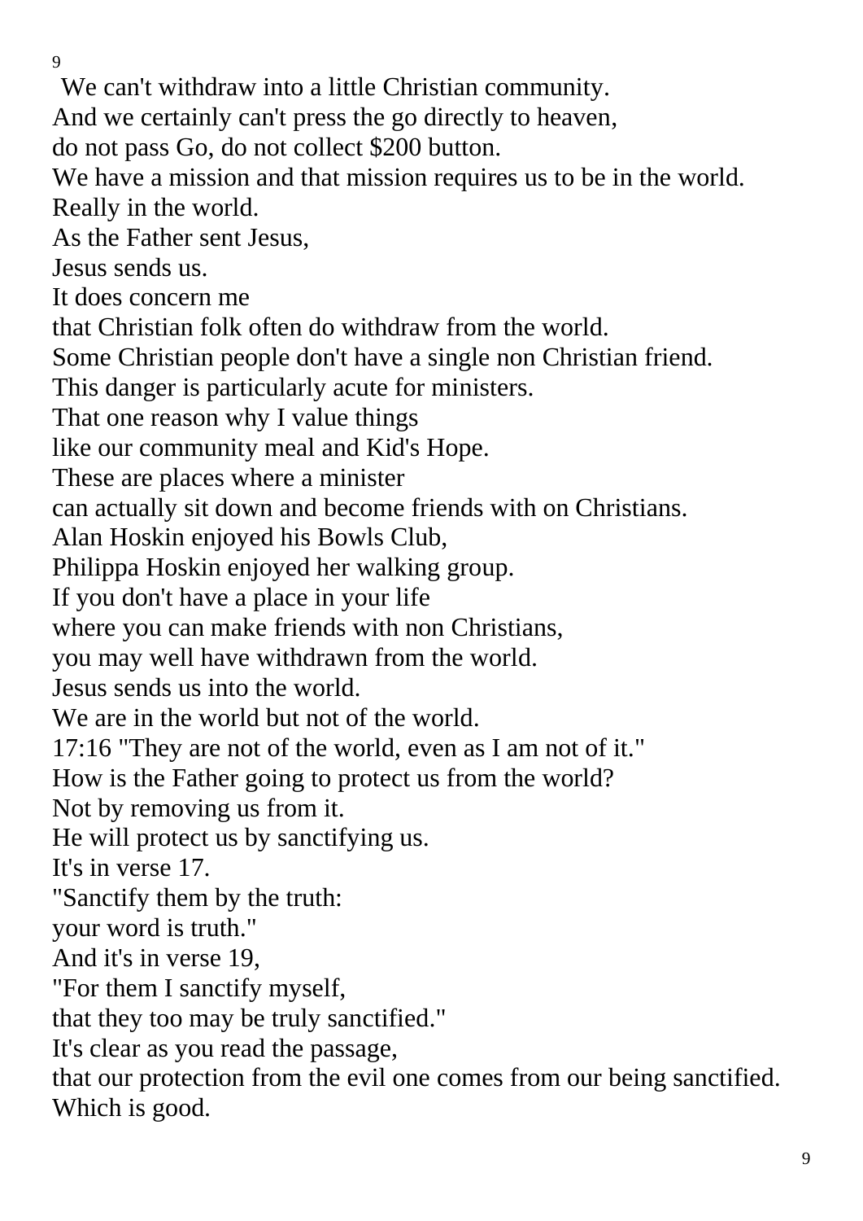We can't withdraw into a little Christian community.
And we certainly can't press the go directly to heaven,
do not pass Go, do not collect $200 button.
We have a mission and that mission requires us to be in the world.
Really in the world.
As the Father sent Jesus,
Jesus sends us.
It does concern me
that Christian folk often do withdraw from the world.
Some Christian people don't have a single non Christian friend.
This danger is particularly acute for ministers.
That one reason why I value things
like our community meal and Kid's Hope.
These are places where a minister
can actually sit down and become friends with on Christians.
Alan Hoskin enjoyed his Bowls Club,
Philippa Hoskin enjoyed her walking group.
If you don't have a place in your life
where you can make friends with non Christians,
you may well have withdrawn from the world.
Jesus sends us into the world.
We are in the world but not of the world.
17:16 "They are not of the world, even as I am not of it."
How is the Father going to protect us from the world?
Not by removing us from it.
He will protect us by sanctifying us.
It's in verse 17.
"Sanctify them by the truth:
your word is truth."
And it's in verse 19,
"For them I sanctify myself,
that they too may be truly sanctified."
It's clear as you read the passage,
that our protection from the evil one comes from our being sanctified.
Which is good.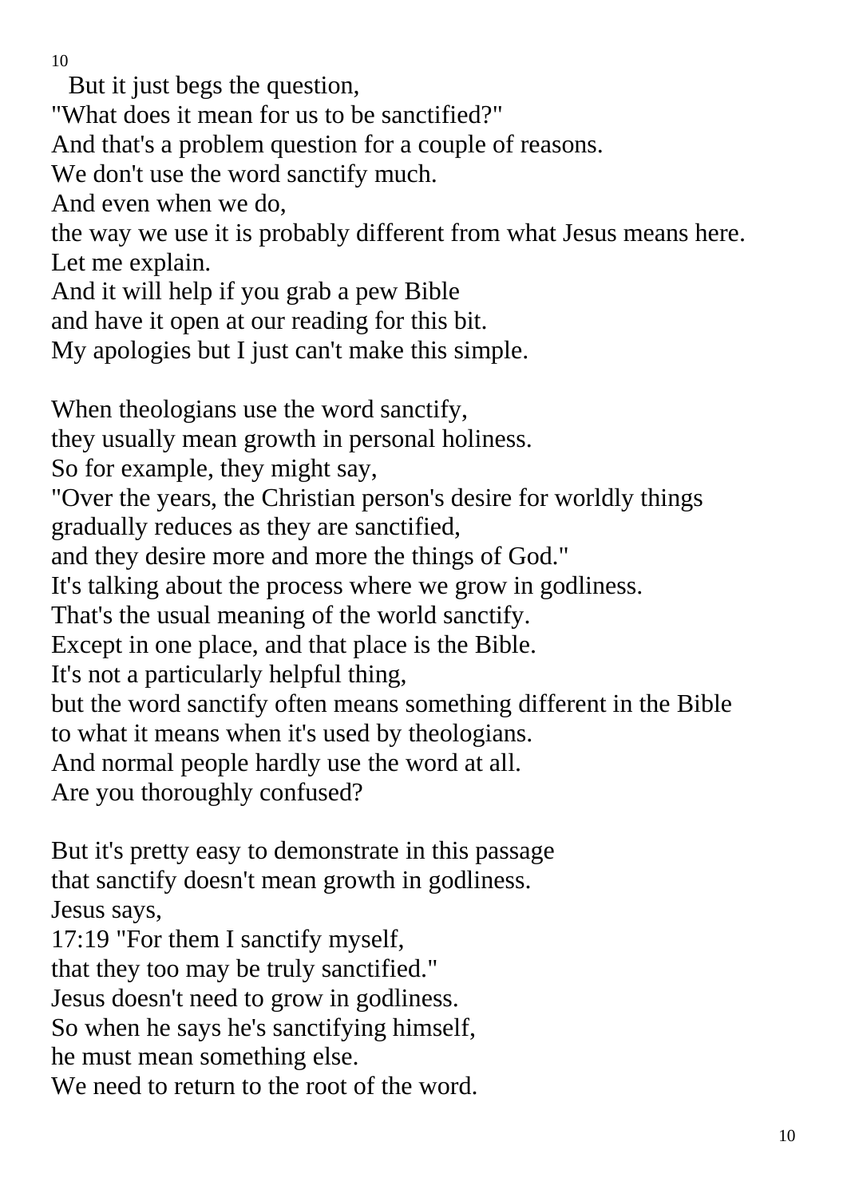But it just begs the question,
"What does it mean for us to be sanctified?"
And that's a problem question for a couple of reasons.
We don't use the word sanctify much.
And even when we do,
the way we use it is probably different from what Jesus means here.
Let me explain.
And it will help if you grab a pew Bible
and have it open at our reading for this bit.
My apologies but I just can't make this simple.

When theologians use the word sanctify,
they usually mean growth in personal holiness.
So for example, they might say,
"Over the years, the Christian person's desire for worldly things
gradually reduces as they are sanctified,
and they desire more and more the things of God."
It's talking about the process where we grow in godliness.
That's the usual meaning of the world sanctify.
Except in one place, and that place is the Bible.
It's not a particularly helpful thing,
but the word sanctify often means something different in the Bible
to what it means when it's used by theologians.
And normal people hardly use the word at all.
Are you thoroughly confused?

But it's pretty easy to demonstrate in this passage
that sanctify doesn't mean growth in godliness.
Jesus says,
17:19 "For them I sanctify myself,
that they too may be truly sanctified."
Jesus doesn't need to grow in godliness.
So when he says he's sanctifying himself,
he must mean something else.
We need to return to the root of the word.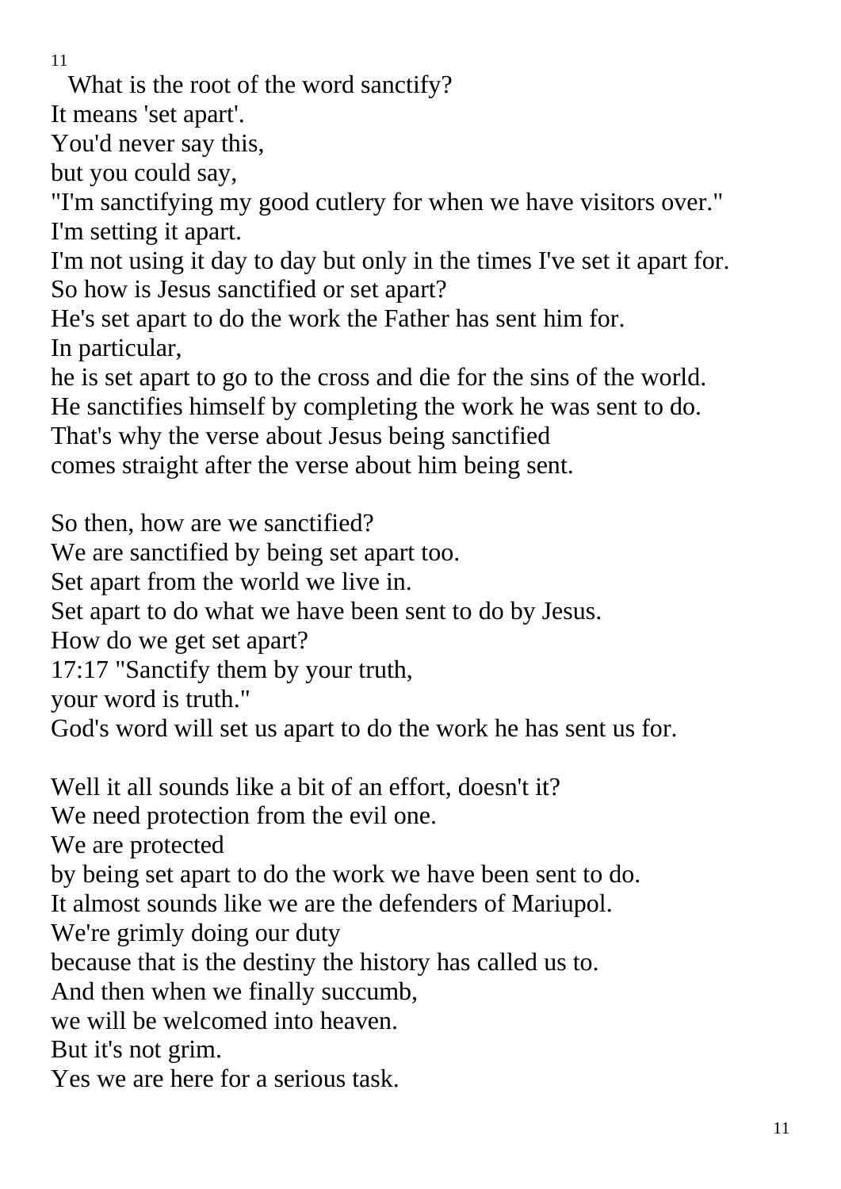What is the root of the word sanctify?
It means 'set apart'.
You'd never say this,
but you could say,
"I'm sanctifying my good cutlery for when we have visitors over."
I'm setting it apart.
I'm not using it day to day but only in the times I've set it apart for.
So how is Jesus sanctified or set apart?
He's set apart to do the work the Father has sent him for.
In particular,
he is set apart to go to the cross and die for the sins of the world.
He sanctifies himself by completing the work he was sent to do.
That's why the verse about Jesus being sanctified
comes straight after the verse about him being sent.

So then, how are we sanctified?
We are sanctified by being set apart too.
Set apart from the world we live in.
Set apart to do what we have been sent to do by Jesus.
How do we get set apart?
17:17 "Sanctify them by your truth,
your word is truth."
God's word will set us apart to do the work he has sent us for.

Well it all sounds like a bit of an effort, doesn't it?
We need protection from the evil one.
We are protected
by being set apart to do the work we have been sent to do.
It almost sounds like we are the defenders of Mariupol.
We're grimly doing our duty
because that is the destiny the history has called us to.
And then when we finally succumb,
we will be welcomed into heaven.
But it's not grim.
Yes we are here for a serious task.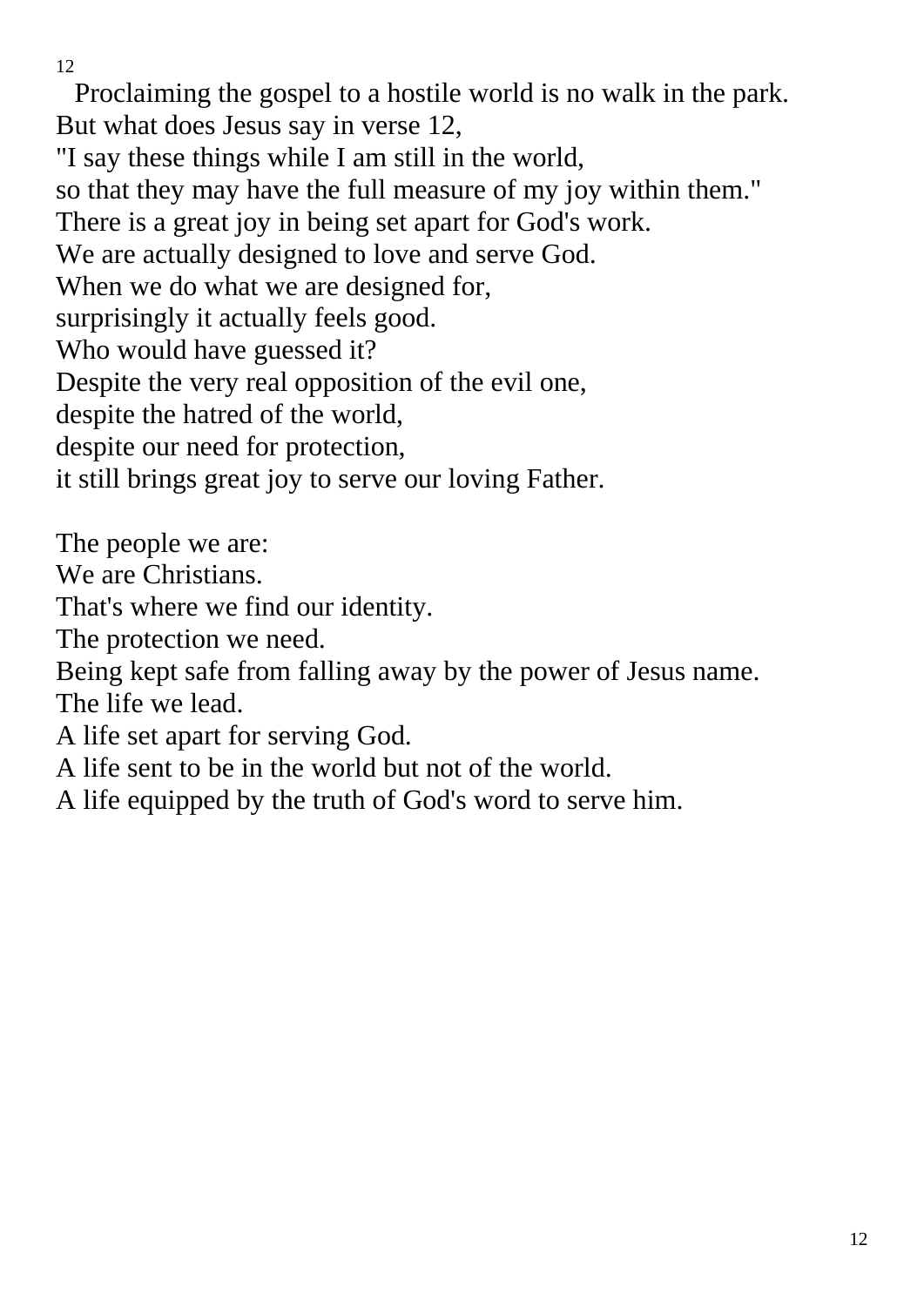Proclaiming the gospel to a hostile world is no walk in the park.
But what does Jesus say in verse 12,
"I say these things while I am still in the world,
so that they may have the full measure of my joy within them."
There is a great joy in being set apart for God's work.
We are actually designed to love and serve God.
When we do what we are designed for,
surprisingly it actually feels good.
Who would have guessed it?
Despite the very real opposition of the evil one,
despite the hatred of the world,
despite our need for protection,
it still brings great joy to serve our loving Father.

The people we are:
We are Christians.
That's where we find our identity.
The protection we need.
Being kept safe from falling away by the power of Jesus name.
The life we lead.
A life set apart for serving God.
A life sent to be in the world but not of the world.
A life equipped by the truth of God's word to serve him.